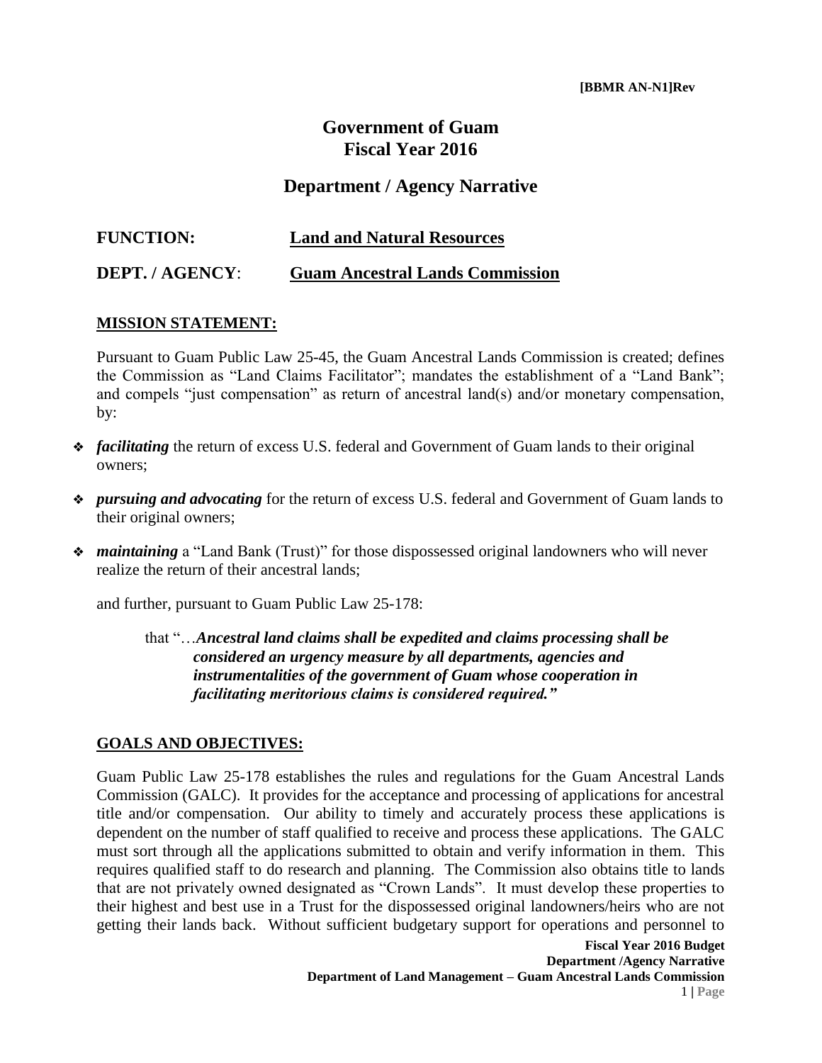[BBMR AN-N1]Rev

# Government of Guam
# Fiscal Year 2016

## Department / Agency Narrative

**FUNCTION:** **Land and Natural Resources**

**DEPT. / AGENCY:** **Guam Ancestral Lands Commission**

### MISSION STATEMENT:

Pursuant to Guam Public Law 25-45, the Guam Ancestral Lands Commission is created; defines the Commission as "Land Claims Facilitator"; mandates the establishment of a "Land Bank"; and compels "just compensation" as return of ancestral land(s) and/or monetary compensation, by:

- ***facilitating*** the return of excess U.S. federal and Government of Guam lands to their original owners;
- ***pursuing and advocating*** for the return of excess U.S. federal and Government of Guam lands to their original owners;
- ***maintaining*** a "Land Bank (Trust)" for those dispossessed original landowners who will never realize the return of their ancestral lands;

and further, pursuant to Guam Public Law 25-178:

> that "…***Ancestral land claims shall be expedited and claims processing shall be considered an urgency measure by all departments, agencies and instrumentalities of the government of Guam whose cooperation in facilitating meritorious claims is considered required."***

### GOALS AND OBJECTIVES:

Guam Public Law 25-178 establishes the rules and regulations for the Guam Ancestral Lands Commission (GALC). It provides for the acceptance and processing of applications for ancestral title and/or compensation. Our ability to timely and accurately process these applications is dependent on the number of staff qualified to receive and process these applications. The GALC must sort through all the applications submitted to obtain and verify information in them. This requires qualified staff to do research and planning. The Commission also obtains title to lands that are not privately owned designated as "Crown Lands". It must develop these properties to their highest and best use in a Trust for the dispossessed original landowners/heirs who are not getting their lands back. Without sufficient budgetary support for operations and personnel to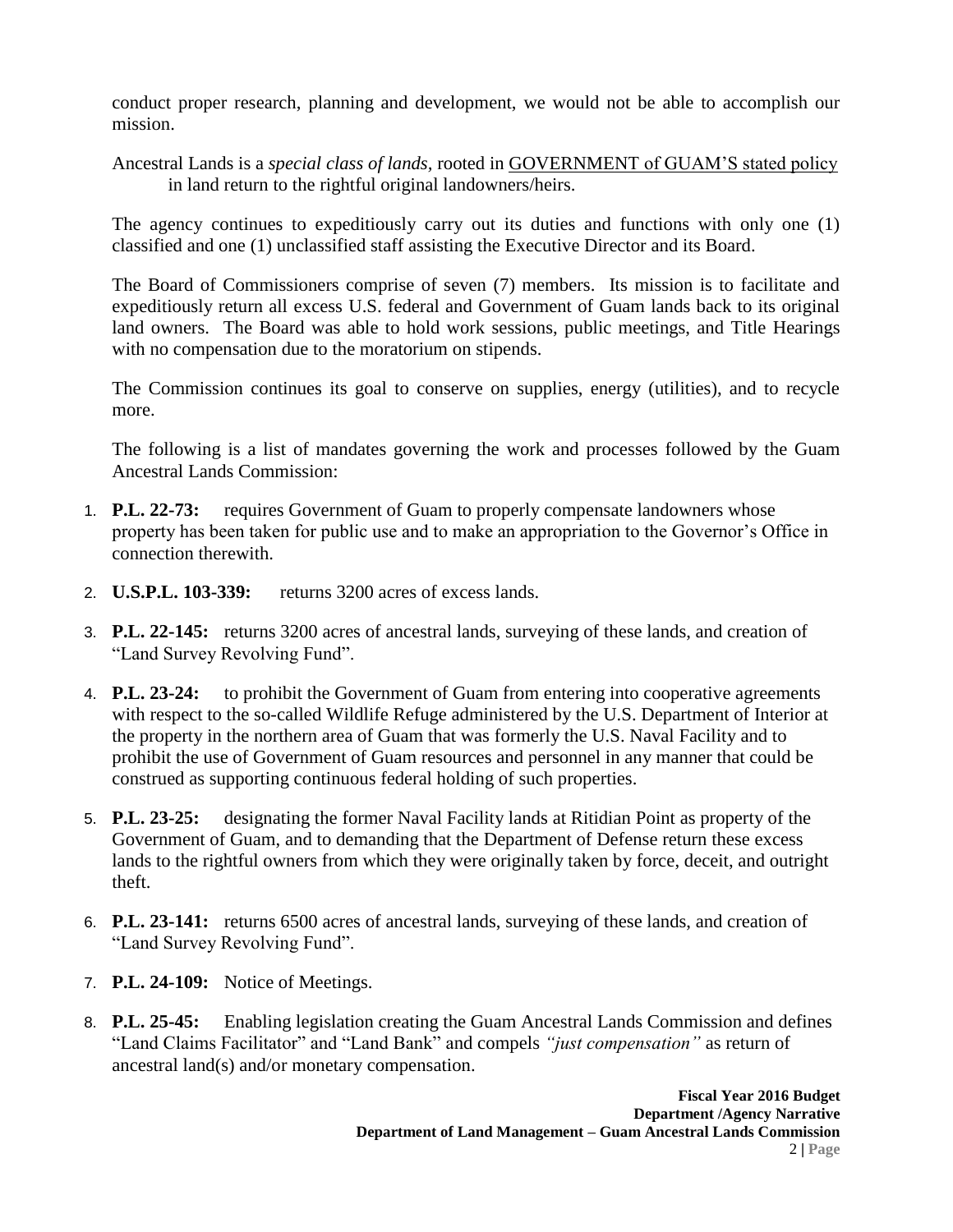conduct proper research, planning and development, we would not be able to accomplish our mission.

Ancestral Lands is a *special class of lands*, rooted in GOVERNMENT of GUAM'S stated policy in land return to the rightful original landowners/heirs.

The agency continues to expeditiously carry out its duties and functions with only one (1) classified and one (1) unclassified staff assisting the Executive Director and its Board.

The Board of Commissioners comprise of seven (7) members. Its mission is to facilitate and expeditiously return all excess U.S. federal and Government of Guam lands back to its original land owners. The Board was able to hold work sessions, public meetings, and Title Hearings with no compensation due to the moratorium on stipends.

The Commission continues its goal to conserve on supplies, energy (utilities), and to recycle more.

The following is a list of mandates governing the work and processes followed by the Guam Ancestral Lands Commission:

1. **P.L. 22-73:** requires Government of Guam to properly compensate landowners whose property has been taken for public use and to make an appropriation to the Governor's Office in connection therewith.
2. **U.S.P.L. 103-339:** returns 3200 acres of excess lands.
3. **P.L. 22-145:** returns 3200 acres of ancestral lands, surveying of these lands, and creation of "Land Survey Revolving Fund".
4. **P.L. 23-24:** to prohibit the Government of Guam from entering into cooperative agreements with respect to the so-called Wildlife Refuge administered by the U.S. Department of Interior at the property in the northern area of Guam that was formerly the U.S. Naval Facility and to prohibit the use of Government of Guam resources and personnel in any manner that could be construed as supporting continuous federal holding of such properties.
5. **P.L. 23-25:** designating the former Naval Facility lands at Ritidian Point as property of the Government of Guam, and to demanding that the Department of Defense return these excess lands to the rightful owners from which they were originally taken by force, deceit, and outright theft.
6. **P.L. 23-141:** returns 6500 acres of ancestral lands, surveying of these lands, and creation of "Land Survey Revolving Fund".
7. **P.L. 24-109:** Notice of Meetings.
8. **P.L. 25-45:** Enabling legislation creating the Guam Ancestral Lands Commission and defines "Land Claims Facilitator" and "Land Bank" and compels *"just compensation"* as return of ancestral land(s) and/or monetary compensation.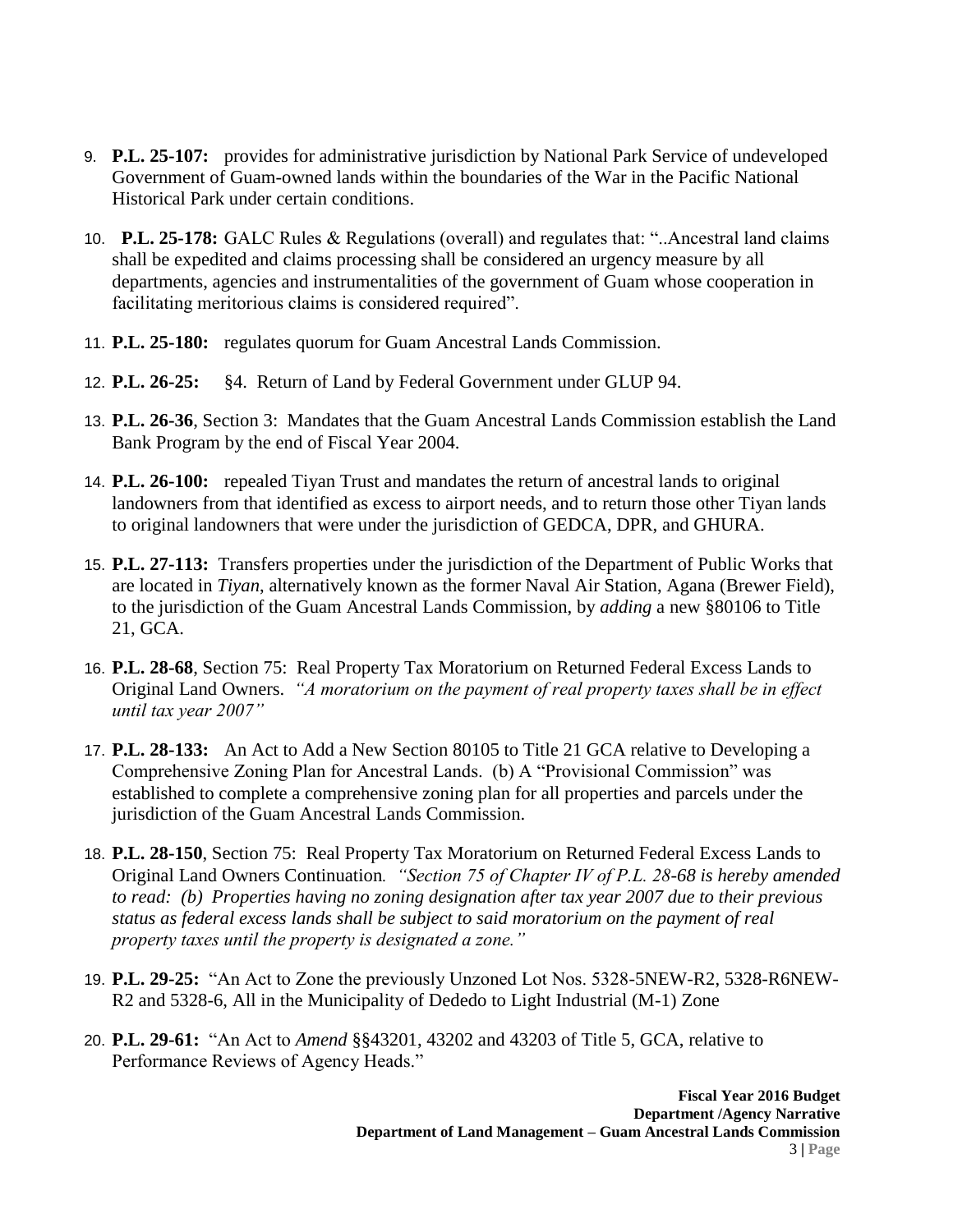9. **P.L. 25-107:** provides for administrative jurisdiction by National Park Service of undeveloped Government of Guam-owned lands within the boundaries of the War in the Pacific National Historical Park under certain conditions.

10. **P.L. 25-178:** GALC Rules & Regulations (overall) and regulates that: "..Ancestral land claims shall be expedited and claims processing shall be considered an urgency measure by all departments, agencies and instrumentalities of the government of Guam whose cooperation in facilitating meritorious claims is considered required".

11. **P.L. 25-180:** regulates quorum for Guam Ancestral Lands Commission.

12. **P.L. 26-25:** §4. Return of Land by Federal Government under GLUP 94.

13. **P.L. 26-36**, Section 3: Mandates that the Guam Ancestral Lands Commission establish the Land Bank Program by the end of Fiscal Year 2004.

14. **P.L. 26-100:** repealed Tiyan Trust and mandates the return of ancestral lands to original landowners from that identified as excess to airport needs, and to return those other Tiyan lands to original landowners that were under the jurisdiction of GEDCA, DPR, and GHURA.

15. **P.L. 27-113:** Transfers properties under the jurisdiction of the Department of Public Works that are located in *Tiyan*, alternatively known as the former Naval Air Station, Agana (Brewer Field), to the jurisdiction of the Guam Ancestral Lands Commission, by *adding* a new §80106 to Title 21, GCA.

16. **P.L. 28-68**, Section 75: Real Property Tax Moratorium on Returned Federal Excess Lands to Original Land Owners. *"A moratorium on the payment of real property taxes shall be in effect until tax year 2007"*

17. **P.L. 28-133:** An Act to Add a New Section 80105 to Title 21 GCA relative to Developing a Comprehensive Zoning Plan for Ancestral Lands. (b) A "Provisional Commission" was established to complete a comprehensive zoning plan for all properties and parcels under the jurisdiction of the Guam Ancestral Lands Commission.

18. **P.L. 28-150**, Section 75: Real Property Tax Moratorium on Returned Federal Excess Lands to Original Land Owners Continuation. *"Section 75 of Chapter IV of P.L. 28-68 is hereby amended to read: (b) Properties having no zoning designation after tax year 2007 due to their previous status as federal excess lands shall be subject to said moratorium on the payment of real property taxes until the property is designated a zone."*

19. **P.L. 29-25:** "An Act to Zone the previously Unzoned Lot Nos. 5328-5NEW-R2, 5328-R6NEW-R2 and 5328-6, All in the Municipality of Dededo to Light Industrial (M-1) Zone

20. **P.L. 29-61:** "An Act to *Amend* §§43201, 43202 and 43203 of Title 5, GCA, relative to Performance Reviews of Agency Heads."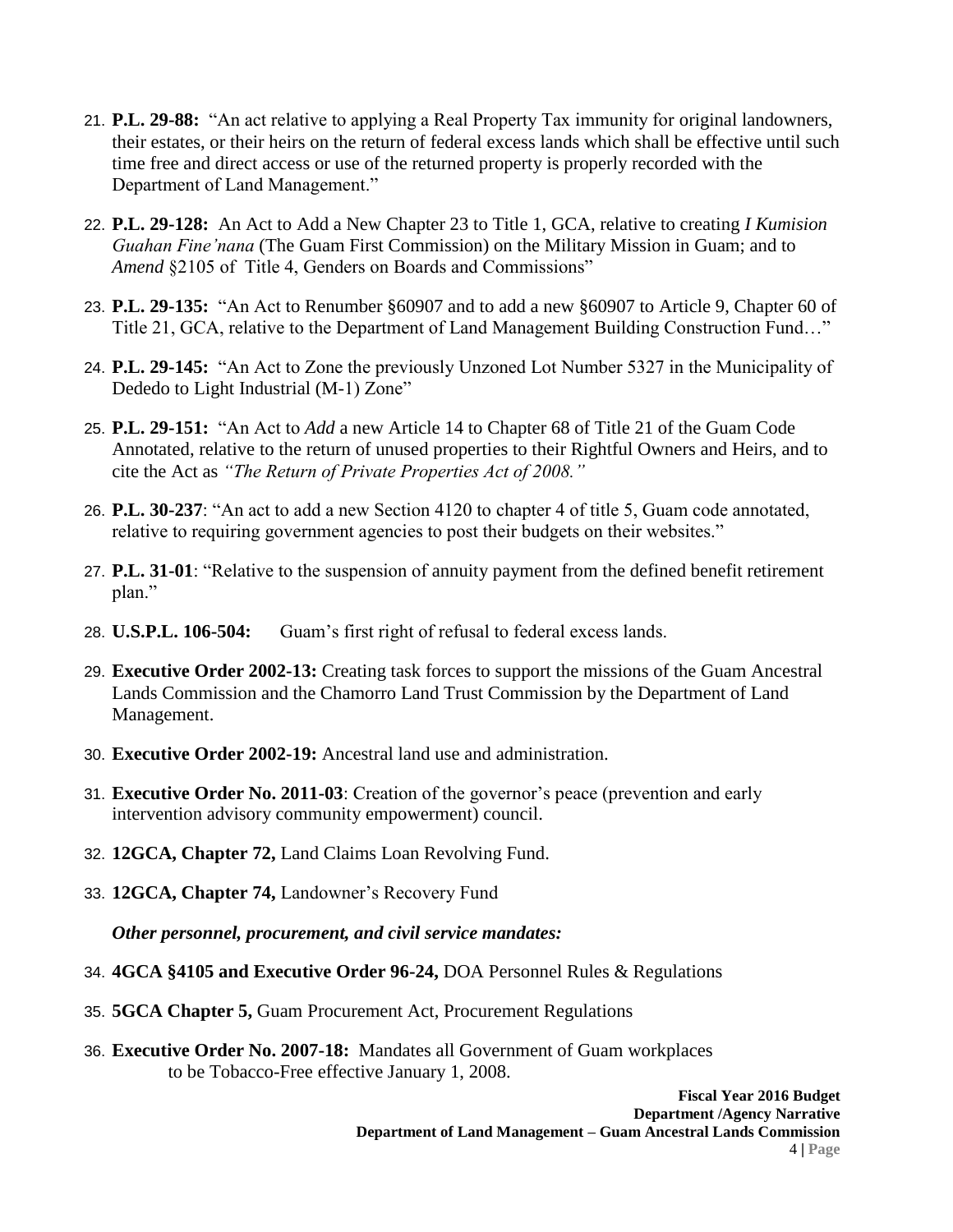21. **P.L. 29-88:** "An act relative to applying a Real Property Tax immunity for original landowners, their estates, or their heirs on the return of federal excess lands which shall be effective until such time free and direct access or use of the returned property is properly recorded with the Department of Land Management."

22. **P.L. 29-128:** An Act to Add a New Chapter 23 to Title 1, GCA, relative to creating *I Kumision Guahan Fine'nana* (The Guam First Commission) on the Military Mission in Guam; and to *Amend* §2105 of Title 4, Genders on Boards and Commissions"

23. **P.L. 29-135:** "An Act to Renumber §60907 and to add a new §60907 to Article 9, Chapter 60 of Title 21, GCA, relative to the Department of Land Management Building Construction Fund…"

24. **P.L. 29-145:** "An Act to Zone the previously Unzoned Lot Number 5327 in the Municipality of Dededo to Light Industrial (M-1) Zone"

25. **P.L. 29-151:** "An Act to *Add* a new Article 14 to Chapter 68 of Title 21 of the Guam Code Annotated, relative to the return of unused properties to their Rightful Owners and Heirs, and to cite the Act as *"The Return of Private Properties Act of 2008."*

26. **P.L. 30-237**: "An act to add a new Section 4120 to chapter 4 of title 5, Guam code annotated, relative to requiring government agencies to post their budgets on their websites."

27. **P.L. 31-01**: "Relative to the suspension of annuity payment from the defined benefit retirement plan."

28. **U.S.P.L. 106-504:** Guam's first right of refusal to federal excess lands.

29. **Executive Order 2002-13:** Creating task forces to support the missions of the Guam Ancestral Lands Commission and the Chamorro Land Trust Commission by the Department of Land Management.

30. **Executive Order 2002-19:** Ancestral land use and administration.

31. **Executive Order No. 2011-03**: Creation of the governor's peace (prevention and early intervention advisory community empowerment) council.

32. **12GCA, Chapter 72,** Land Claims Loan Revolving Fund.

33. **12GCA, Chapter 74,** Landowner's Recovery Fund

***Other personnel, procurement, and civil service mandates:***

34. **4GCA §4105 and Executive Order 96-24,** DOA Personnel Rules & Regulations

35. **5GCA Chapter 5,** Guam Procurement Act, Procurement Regulations

36. **Executive Order No. 2007-18:** Mandates all Government of Guam workplaces to be Tobacco-Free effective January 1, 2008.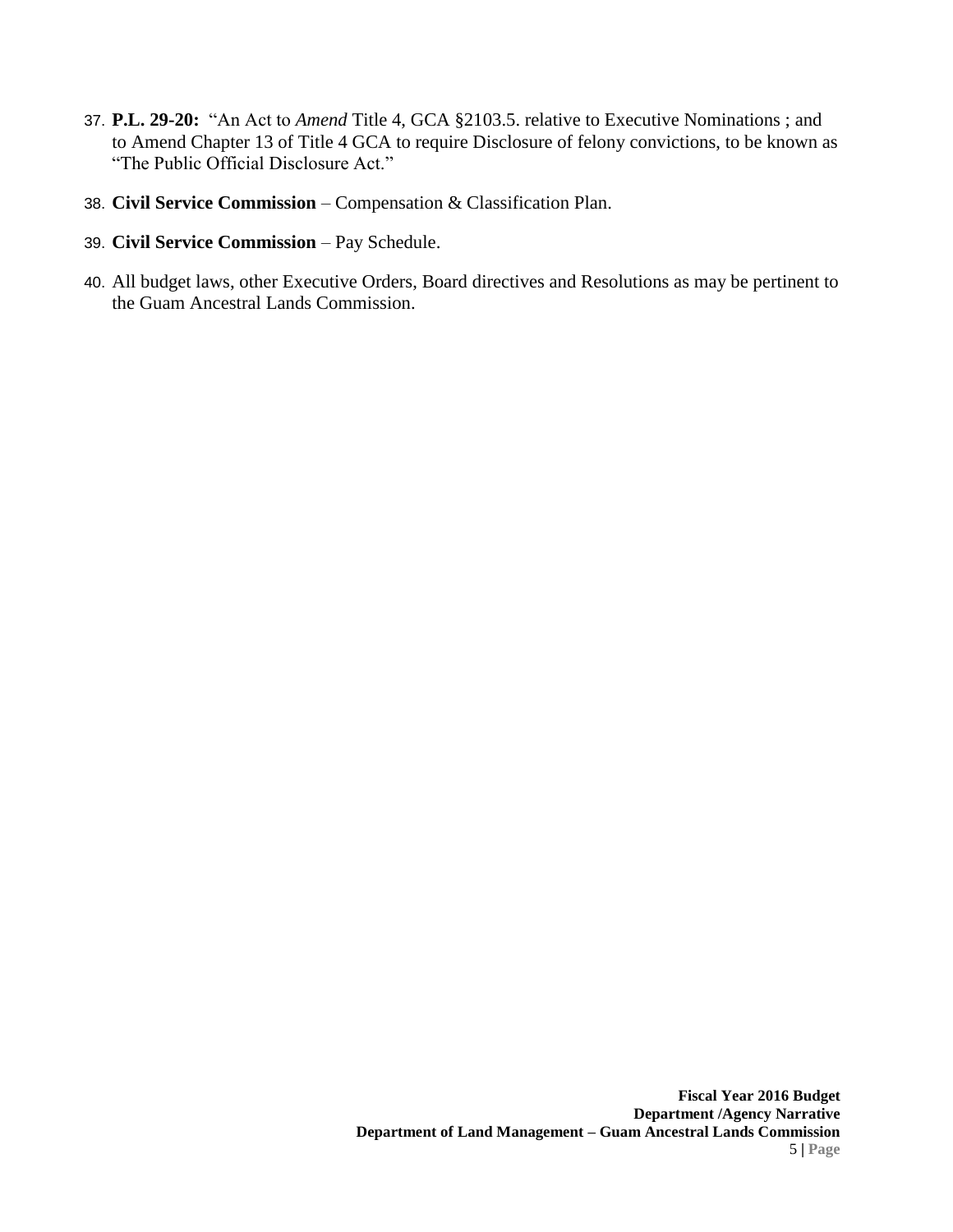37. **P.L. 29-20:** "An Act to *Amend* Title 4, GCA §2103.5. relative to Executive Nominations ; and to Amend Chapter 13 of Title 4 GCA to require Disclosure of felony convictions, to be known as "The Public Official Disclosure Act."
38. **Civil Service Commission** – Compensation & Classification Plan.
39. **Civil Service Commission** – Pay Schedule.
40. All budget laws, other Executive Orders, Board directives and Resolutions as may be pertinent to the Guam Ancestral Lands Commission.